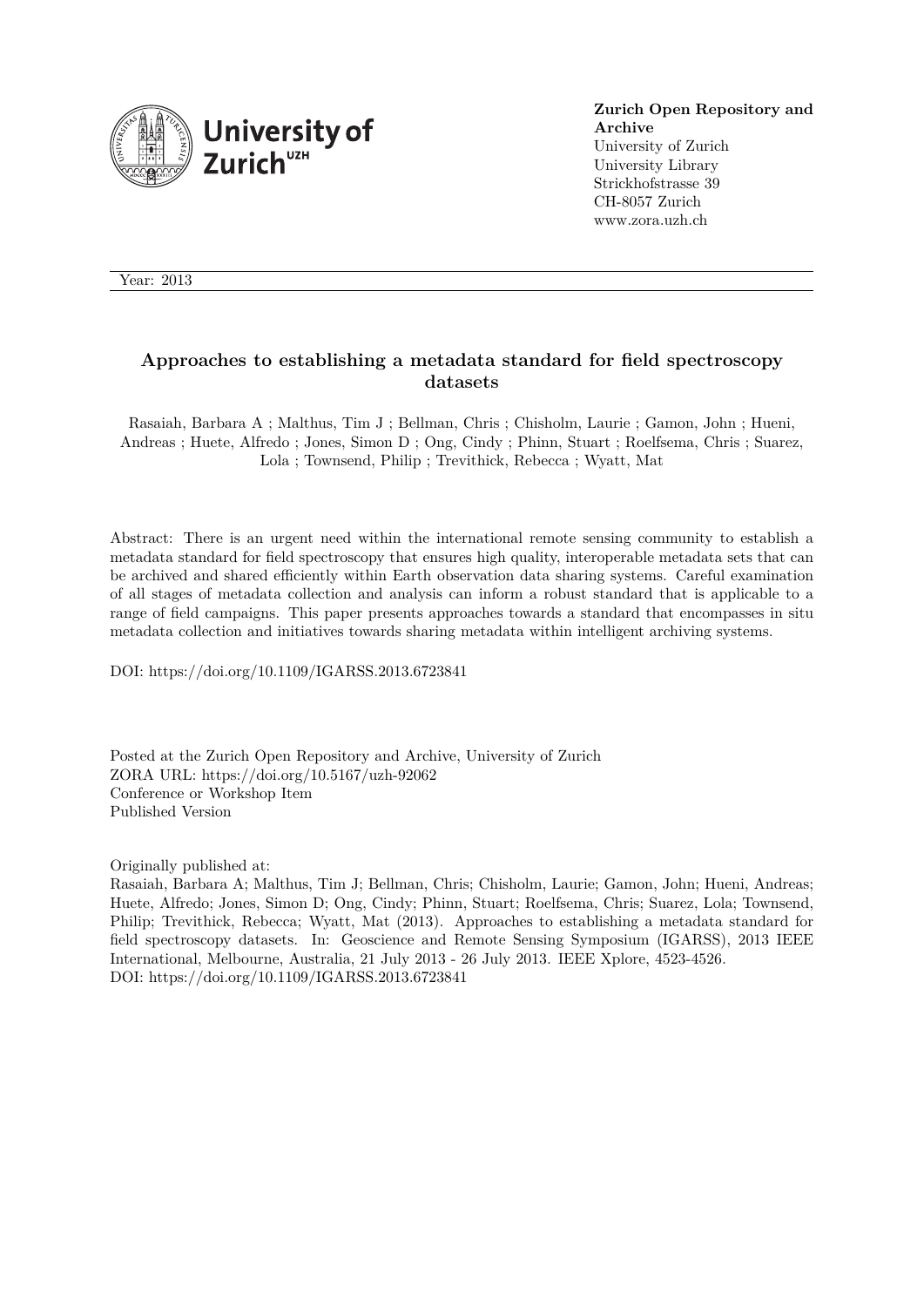**Zurich Open Repository and Archive**
University of Zurich
University Library
Strickhofstrasse 39
CH-8057 Zurich
www.zora.uzh.ch

Year: 2013

# Approaches to establishing a metadata standard for field spectroscopy datasets

Rasaiah, Barbara A ; Malthus, Tim J ; Bellman, Chris ; Chisholm, Laurie ; Gamon, John ; Hueni, Andreas ; Huete, Alfredo ; Jones, Simon D ; Ong, Cindy ; Phinn, Stuart ; Roelfsema, Chris ; Suarez, Lola ; Townsend, Philip ; Trevithick, Rebecca ; Wyatt, Mat

Abstract: There is an urgent need within the international remote sensing community to establish a metadata standard for field spectroscopy that ensures high quality, interoperable metadata sets that can be archived and shared efficiently within Earth observation data sharing systems. Careful examination of all stages of metadata collection and analysis can inform a robust standard that is applicable to a range of field campaigns. This paper presents approaches towards a standard that encompasses in situ metadata collection and initiatives towards sharing metadata within intelligent archiving systems.

DOI: https://doi.org/10.1109/IGARSS.2013.6723841

Posted at the Zurich Open Repository and Archive, University of Zurich
ZORA URL: https://doi.org/10.5167/uzh-92062
Conference or Workshop Item
Published Version

Originally published at:
Rasaiah, Barbara A; Malthus, Tim J; Bellman, Chris; Chisholm, Laurie; Gamon, John; Hueni, Andreas; Huete, Alfredo; Jones, Simon D; Ong, Cindy; Phinn, Stuart; Roelfsema, Chris; Suarez, Lola; Townsend, Philip; Trevithick, Rebecca; Wyatt, Mat (2013). Approaches to establishing a metadata standard for field spectroscopy datasets. In: Geoscience and Remote Sensing Symposium (IGARSS), 2013 IEEE International, Melbourne, Australia, 21 July 2013 - 26 July 2013. IEEE Xplore, 4523-4526.
DOI: https://doi.org/10.1109/IGARSS.2013.6723841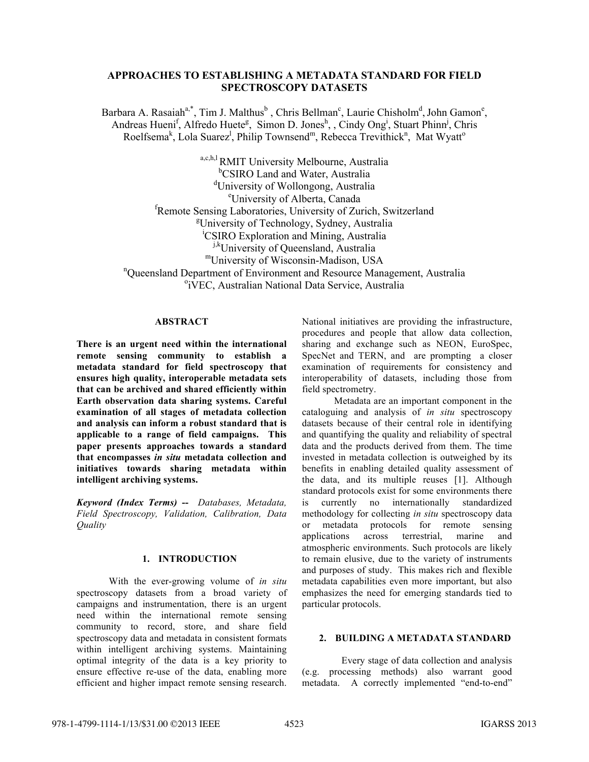# APPROACHES TO ESTABLISHING A METADATA STANDARD FOR FIELD SPECTROSCOPY DATASETS

Barbara A. Rasaiah[a,*], Tim J. Malthus[b], Chris Bellman[c], Laurie Chisholm[d], John Gamon[e], Andreas Hueni[f], Alfredo Huete[g], Simon D. Jones[h], , Cindy Ong[i], Stuart Phinn[j], Chris Roelfsema[k], Lola Suarez[l], Philip Townsend[m], Rebecca Trevithick[n], Mat Wyatt[o]

[a,c,h,l] RMIT University Melbourne, Australia
[b]CSIRO Land and Water, Australia
[d]University of Wollongong, Australia
[e]University of Alberta, Canada
[f]Remote Sensing Laboratories, University of Zurich, Switzerland
[g]University of Technology, Sydney, Australia
[i]CSIRO Exploration and Mining, Australia
[j,k]University of Queensland, Australia
[m]University of Wisconsin-Madison, USA
[n]Queensland Department of Environment and Resource Management, Australia
[o]iVEC, Australian National Data Service, Australia

## ABSTRACT

**There is an urgent need within the international remote sensing community to establish a metadata standard for field spectroscopy that ensures high quality, interoperable metadata sets that can be archived and shared efficiently within Earth observation data sharing systems. Careful examination of all stages of metadata collection and analysis can inform a robust standard that is applicable to a range of field campaigns. This paper presents approaches towards a standard that encompasses *in situ* metadata collection and initiatives towards sharing metadata within intelligent archiving systems.**

***Keyword (Index Terms) --*** *Databases, Metadata, Field Spectroscopy, Validation, Calibration, Data Quality*

## 1. INTRODUCTION

With the ever-growing volume of *in situ* spectroscopy datasets from a broad variety of campaigns and instrumentation, there is an urgent need within the international remote sensing community to record, store, and share field spectroscopy data and metadata in consistent formats within intelligent archiving systems. Maintaining optimal integrity of the data is a key priority to ensure effective re-use of the data, enabling more efficient and higher impact remote sensing research. National initiatives are providing the infrastructure, procedures and people that allow data collection, sharing and exchange such as NEON, EuroSpec, SpecNet and TERN, and are prompting a closer examination of requirements for consistency and interoperability of datasets, including those from field spectrometry.

Metadata are an important component in the cataloguing and analysis of *in situ* spectroscopy datasets because of their central role in identifying and quantifying the quality and reliability of spectral data and the products derived from them. The time invested in metadata collection is outweighed by its benefits in enabling detailed quality assessment of the data, and its multiple reuses [1]. Although standard protocols exist for some environments there is currently no internationally standardized methodology for collecting *in situ* spectroscopy data or metadata protocols for remote sensing applications across terrestrial, marine and atmospheric environments. Such protocols are likely to remain elusive, due to the variety of instruments and purposes of study. This makes rich and flexible metadata capabilities even more important, but also emphasizes the need for emerging standards tied to particular protocols.

## 2. BUILDING A METADATA STANDARD

Every stage of data collection and analysis (e.g. processing methods) also warrant good metadata. A correctly implemented "end-to-end"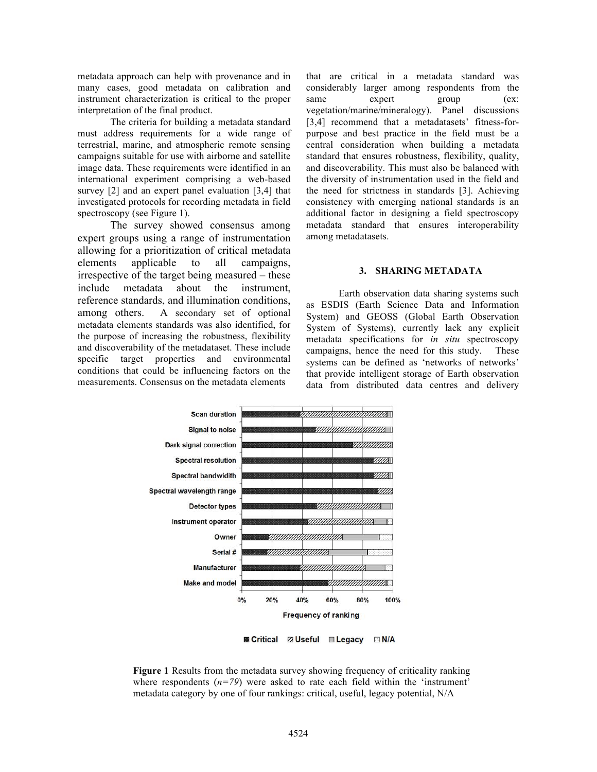metadata approach can help with provenance and in many cases, good metadata on calibration and instrument characterization is critical to the proper interpretation of the final product.

The criteria for building a metadata standard must address requirements for a wide range of terrestrial, marine, and atmospheric remote sensing campaigns suitable for use with airborne and satellite image data. These requirements were identified in an international experiment comprising a web-based survey [2] and an expert panel evaluation [3,4] that investigated protocols for recording metadata in field spectroscopy (see Figure 1).

The survey showed consensus among expert groups using a range of instrumentation allowing for a prioritization of critical metadata elements applicable to all campaigns, irrespective of the target being measured – these include metadata about the instrument, reference standards, and illumination conditions, among others. A secondary set of optional metadata elements standards was also identified, for the purpose of increasing the robustness, flexibility and discoverability of the metadataset. These include specific target properties and environmental conditions that could be influencing factors on the measurements. Consensus on the metadata elements that are critical in a metadata standard was considerably larger among respondents from the same expert group (ex: vegetation/marine/mineralogy). Panel discussions [3,4] recommend that a metadatasets' fitness-for-purpose and best practice in the field must be a central consideration when building a metadata standard that ensures robustness, flexibility, quality, and discoverability. This must also be balanced with the diversity of instrumentation used in the field and the need for strictness in standards [3]. Achieving consistency with emerging national standards is an additional factor in designing a field spectroscopy metadata standard that ensures interoperability among metadatasets.

## 3. SHARING METADATA

Earth observation data sharing systems such as ESDIS (Earth Science Data and Information System) and GEOSS (Global Earth Observation System of Systems), currently lack any explicit metadata specifications for *in situ* spectroscopy campaigns, hence the need for this study. These systems can be defined as 'networks of networks' that provide intelligent storage of Earth observation data from distributed data centres and delivery

**Figure 1** Results from the metadata survey showing frequency of criticality ranking where respondents ($n=79$) were asked to rate each field within the 'instrument' metadata category by one of four rankings: critical, useful, legacy potential, N/A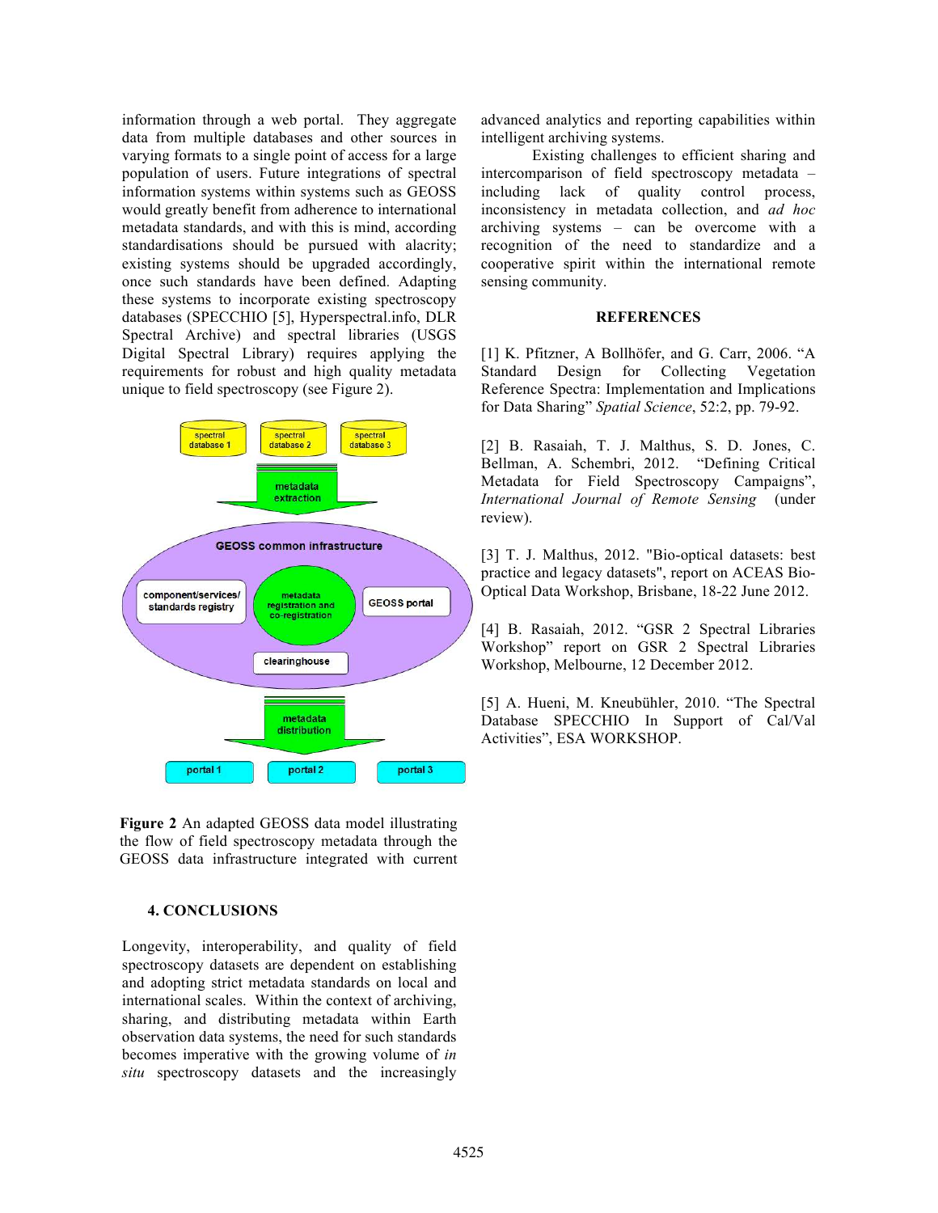information through a web portal. They aggregate data from multiple databases and other sources in varying formats to a single point of access for a large population of users. Future integrations of spectral information systems within systems such as GEOSS would greatly benefit from adherence to international metadata standards, and with this is mind, according standardisations should be pursued with alacrity; existing systems should be upgraded accordingly, once such standards have been defined. Adapting these systems to incorporate existing spectroscopy databases (SPECCHIO [5], Hyperspectral.info, DLR Spectral Archive) and spectral libraries (USGS Digital Spectral Library) requires applying the requirements for robust and high quality metadata unique to field spectroscopy (see Figure 2).

spectral database 1
spectral database 2
spectral database 3
metadata extraction
GEOSS common infrastructure
component/services/ standards registry
metadata registration and co-registration
GEOSS portal
clearinghouse
metadata distribution
portal 1
portal 2
portal 3

**Figure 2** An adapted GEOSS data model illustrating the flow of field spectroscopy metadata through the GEOSS data infrastructure integrated with current

## 4. CONCLUSIONS

Longevity, interoperability, and quality of field spectroscopy datasets are dependent on establishing and adopting strict metadata standards on local and international scales. Within the context of archiving, sharing, and distributing metadata within Earth observation data systems, the need for such standards becomes imperative with the growing volume of *in situ* spectroscopy datasets and the increasingly advanced analytics and reporting capabilities within intelligent archiving systems.

Existing challenges to efficient sharing and intercomparison of field spectroscopy metadata – including lack of quality control process, inconsistency in metadata collection, and *ad hoc* archiving systems – can be overcome with a recognition of the need to standardize and a cooperative spirit within the international remote sensing community.

## REFERENCES

[1] K. Pfitzner, A Bollhöfer, and G. Carr, 2006. "A Standard Design for Collecting Vegetation Reference Spectra: Implementation and Implications for Data Sharing" *Spatial Science*, 52:2, pp. 79-92.

[2] B. Rasaiah, T. J. Malthus, S. D. Jones, C. Bellman, A. Schembri, 2012. "Defining Critical Metadata for Field Spectroscopy Campaigns", *International Journal of Remote Sensing* (under review).

[3] T. J. Malthus, 2012. "Bio-optical datasets: best practice and legacy datasets", report on ACEAS Bio-Optical Data Workshop, Brisbane, 18-22 June 2012.

[4] B. Rasaiah, 2012. "GSR 2 Spectral Libraries Workshop" report on GSR 2 Spectral Libraries Workshop, Melbourne, 12 December 2012.

[5] A. Hueni, M. Kneubühler, 2010. "The Spectral Database SPECCHIO In Support of Cal/Val Activities", ESA WORKSHOP.